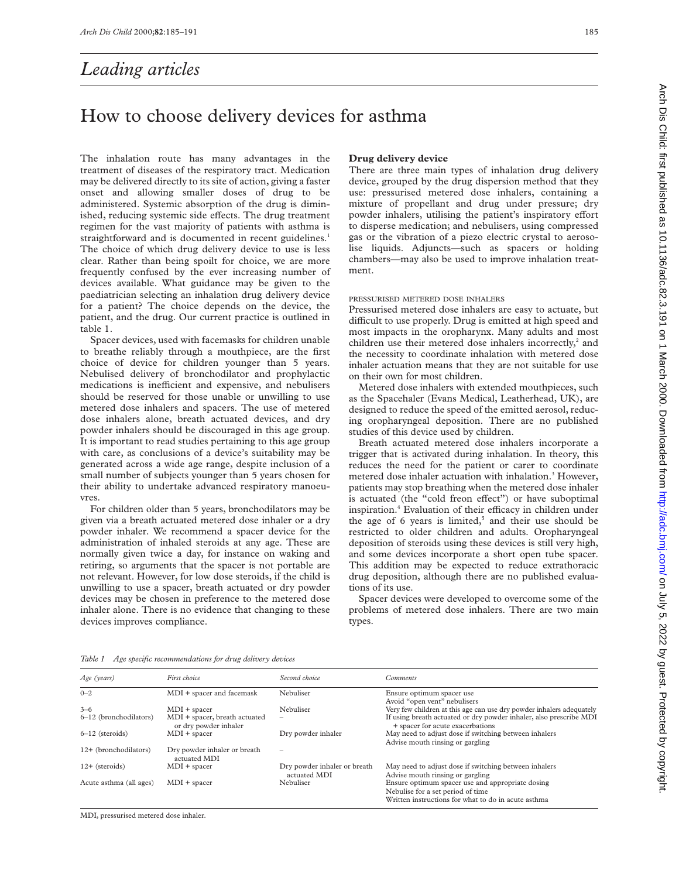# Leading articles

## How to choose delivery devices for asthma

The inhalation route has many advantages in the treatment of diseases of the respiratory tract. Medication may be delivered directly to its site of action, giving a faster onset and allowing smaller doses of drug to be administered. Systemic absorption of the drug is diminished, reducing systemic side effects. The drug treatment regimen for the vast majority of patients with asthma is straightforward and is documented in recent guidelines.[1] The choice of which drug delivery device to use is less clear. Rather than being spoilt for choice, we are more frequently confused by the ever increasing number of devices available. What guidance may be given to the paediatrician selecting an inhalation drug delivery device for a patient? The choice depends on the device, the patient, and the drug. Our current practice is outlined in table 1.

Spacer devices, used with facemasks for children unable to breathe reliably through a mouthpiece, are the first choice of device for children younger than 5 years. Nebulised delivery of bronchodilator and prophylactic medications is inefficient and expensive, and nebulisers should be reserved for those unable or unwilling to use metered dose inhalers and spacers. The use of metered dose inhalers alone, breath actuated devices, and dry powder inhalers should be discouraged in this age group. It is important to read studies pertaining to this age group with care, as conclusions of a device's suitability may be generated across a wide age range, despite inclusion of a small number of subjects younger than 5 years chosen for their ability to undertake advanced respiratory manoeuvres.

For children older than 5 years, bronchodilators may be given via a breath actuated metered dose inhaler or a dry powder inhaler. We recommend a spacer device for the administration of inhaled steroids at any age. These are normally given twice a day, for instance on waking and retiring, so arguments that the spacer is not portable are not relevant. However, for low dose steroids, if the child is unwilling to use a spacer, breath actuated or dry powder devices may be chosen in preference to the metered dose inhaler alone. There is no evidence that changing to these devices improves compliance.

### Drug delivery device

There are three main types of inhalation drug delivery device, grouped by the drug dispersion method that they use: pressurised metered dose inhalers, containing a mixture of propellant and drug under pressure; dry powder inhalers, utilising the patient's inspiratory effort to disperse medication; and nebulisers, using compressed gas or the vibration of a piezo electric crystal to aerosolise liquids. Adjuncts—such as spacers or holding chambers—may also be used to improve inhalation treatment.

#### PRESSURISED METERED DOSE INHALERS

Pressurised metered dose inhalers are easy to actuate, but difficult to use properly. Drug is emitted at high speed and most impacts in the oropharynx. Many adults and most children use their metered dose inhalers incorrectly,[2] and the necessity to coordinate inhalation with metered dose inhaler actuation means that they are not suitable for use on their own for most children.

Metered dose inhalers with extended mouthpieces, such as the Spacehaler (Evans Medical, Leatherhead, UK), are designed to reduce the speed of the emitted aerosol, reducing oropharyngeal deposition. There are no published studies of this device used by children.

Breath actuated metered dose inhalers incorporate a trigger that is activated during inhalation. In theory, this reduces the need for the patient or carer to coordinate metered dose inhaler actuation with inhalation.[3] However, patients may stop breathing when the metered dose inhaler is actuated (the "cold freon effect") or have suboptimal inspiration.[4] Evaluation of their efficacy in children under the age of 6 years is limited,[5] and their use should be restricted to older children and adults. Oropharyngeal deposition of steroids using these devices is still very high, and some devices incorporate a short open tube spacer. This addition may be expected to reduce extrathoracic drug deposition, although there are no published evaluations of its use.

Spacer devices were developed to overcome some of the problems of metered dose inhalers. There are two main types.

*Table 1 Age specific recommendations for drug delivery devices*

| *Age (years)* | *First choice* | *Second choice* | *Comments* |
|---|---|---|---|
| 0–2 | MDI + spacer and facemask | Nebuliser | Ensure optimum spacer use<br>Avoid "open vent" nebulisers |
| 3–6 | MDI + spacer | Nebuliser | Very few children at this age can use dry powder inhalers adequately |
| 6–12 (bronchodilators) | MDI + spacer, breath actuated or dry powder inhaler | – | If using breath actuated or dry powder inhaler, also prescribe MDI + spacer for acute exacerbations |
| 6–12 (steroids) | MDI + spacer | Dry powder inhaler | May need to adjust dose if switching between inhalers<br>Advise mouth rinsing or gargling |
| 12+ (bronchodilators) | Dry powder inhaler or breath actuated MDI | – | |
| 12+ (steroids) | MDI + spacer | Dry powder inhaler or breath actuated MDI | May need to adjust dose if switching between inhalers<br>Advise mouth rinsing or gargling |
| Acute asthma (all ages) | MDI + spacer | Nebuliser | Ensure optimum spacer use and appropriate dosing<br>Nebulise for a set period of time<br>Written instructions for what to do in acute asthma |

MDI, pressurised metered dose inhaler.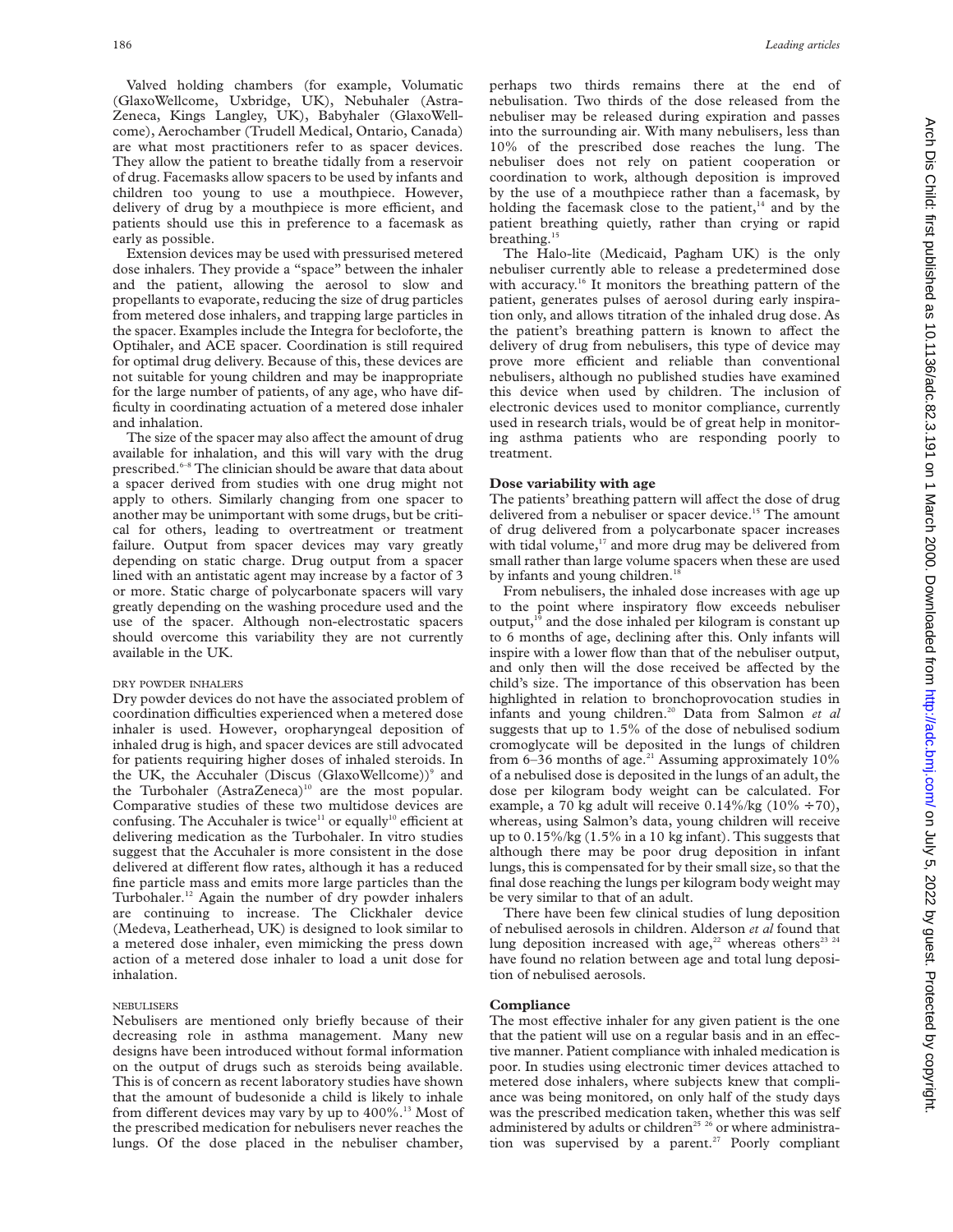Valved holding chambers (for example, Volumatic (GlaxoWellcome, Uxbridge, UK), Nebuhaler (AstraZeneca, Kings Langley, UK), Babyhaler (GlaxoWellcome), Aerochamber (Trudell Medical, Ontario, Canada) are what most practitioners refer to as spacer devices. They allow the patient to breathe tidally from a reservoir of drug. Facemasks allow spacers to be used by infants and children too young to use a mouthpiece. However, delivery of drug by a mouthpiece is more efficient, and patients should use this in preference to a facemask as early as possible.

Extension devices may be used with pressurised metered dose inhalers. They provide a "space" between the inhaler and the patient, allowing the aerosol to slow and propellants to evaporate, reducing the size of drug particles from metered dose inhalers, and trapping large particles in the spacer. Examples include the Integra for becloforte, the Optihaler, and ACE spacer. Coordination is still required for optimal drug delivery. Because of this, these devices are not suitable for young children and may be inappropriate for the large number of patients, of any age, who have difficulty in coordinating actuation of a metered dose inhaler and inhalation.

The size of the spacer may also affect the amount of drug available for inhalation, and this will vary with the drug prescribed.[6–8] The clinician should be aware that data about a spacer derived from studies with one drug might not apply to others. Similarly changing from one spacer to another may be unimportant with some drugs, but be critical for others, leading to overtreatment or treatment failure. Output from spacer devices may vary greatly depending on static charge. Drug output from a spacer lined with an antistatic agent may increase by a factor of 3 or more. Static charge of polycarbonate spacers will vary greatly depending on the washing procedure used and the use of the spacer. Although non-electrostatic spacers should overcome this variability they are not currently available in the UK.

#### DRY POWDER INHALERS

Dry powder devices do not have the associated problem of coordination difficulties experienced when a metered dose inhaler is used. However, oropharyngeal deposition of inhaled drug is high, and spacer devices are still advocated for patients requiring higher doses of inhaled steroids. In the UK, the Accuhaler (Discus (GlaxoWellcome))[9] and the Turbohaler (AstraZeneca)[10] are the most popular. Comparative studies of these two multidose devices are confusing. The Accuhaler is twice[11] or equally[10] efficient at delivering medication as the Turbohaler. In vitro studies suggest that the Accuhaler is more consistent in the dose delivered at different flow rates, although it has a reduced fine particle mass and emits more large particles than the Turbohaler.[12] Again the number of dry powder inhalers are continuing to increase. The Clickhaler device (Medeva, Leatherhead, UK) is designed to look similar to a metered dose inhaler, even mimicking the press down action of a metered dose inhaler to load a unit dose for inhalation.

#### NEBULISERS

Nebulisers are mentioned only briefly because of their decreasing role in asthma management. Many new designs have been introduced without formal information on the output of drugs such as steroids being available. This is of concern as recent laboratory studies have shown that the amount of budesonide a child is likely to inhale from different devices may vary by up to 400%.[13] Most of the prescribed medication for nebulisers never reaches the lungs. Of the dose placed in the nebuliser chamber, perhaps two thirds remains there at the end of nebulisation. Two thirds of the dose released from the nebuliser may be released during expiration and passes into the surrounding air. With many nebulisers, less than 10% of the prescribed dose reaches the lung. The nebuliser does not rely on patient cooperation or coordination to work, although deposition is improved by the use of a mouthpiece rather than a facemask, by holding the facemask close to the patient,[14] and by the patient breathing quietly, rather than crying or rapid breathing.[15]

The Halo-lite (Medicaid, Pagham UK) is the only nebuliser currently able to release a predetermined dose with accuracy.[16] It monitors the breathing pattern of the patient, generates pulses of aerosol during early inspiration only, and allows titration of the inhaled drug dose. As the patient's breathing pattern is known to affect the delivery of drug from nebulisers, this type of device may prove more efficient and reliable than conventional nebulisers, although no published studies have examined this device when used by children. The inclusion of electronic devices used to monitor compliance, currently used in research trials, would be of great help in monitoring asthma patients who are responding poorly to treatment.

### Dose variability with age

The patients' breathing pattern will affect the dose of drug delivered from a nebuliser or spacer device.[15] The amount of drug delivered from a polycarbonate spacer increases with tidal volume,[17] and more drug may be delivered from small rather than large volume spacers when these are used by infants and young children.[18]

From nebulisers, the inhaled dose increases with age up to the point where inspiratory flow exceeds nebuliser output,[19] and the dose inhaled per kilogram is constant up to 6 months of age, declining after this. Only infants will inspire with a lower flow than that of the nebuliser output, and only then will the dose received be affected by the child's size. The importance of this observation has been highlighted in relation to bronchoprovocation studies in infants and young children.[20] Data from Salmon *et al* suggests that up to 1.5% of the dose of nebulised sodium cromoglycate will be deposited in the lungs of children from 6–36 months of age.[21] Assuming approximately 10% of a nebulised dose is deposited in the lungs of an adult, the dose per kilogram body weight can be calculated. For example, a 70 kg adult will receive 0.14%/kg (10% ÷70), whereas, using Salmon's data, young children will receive up to 0.15%/kg (1.5% in a 10 kg infant). This suggests that although there may be poor drug deposition in infant lungs, this is compensated for by their small size, so that the final dose reaching the lungs per kilogram body weight may be very similar to that of an adult.

There have been few clinical studies of lung deposition of nebulised aerosols in children. Alderson *et al* found that lung deposition increased with age,[22] whereas others[23 24] have found no relation between age and total lung deposition of nebulised aerosols.

### Compliance

The most effective inhaler for any given patient is the one that the patient will use on a regular basis and in an effective manner. Patient compliance with inhaled medication is poor. In studies using electronic timer devices attached to metered dose inhalers, where subjects knew that compliance was being monitored, on only half of the study days was the prescribed medication taken, whether this was self administered by adults or children[25 26] or where administration was supervised by a parent.[27] Poorly compliant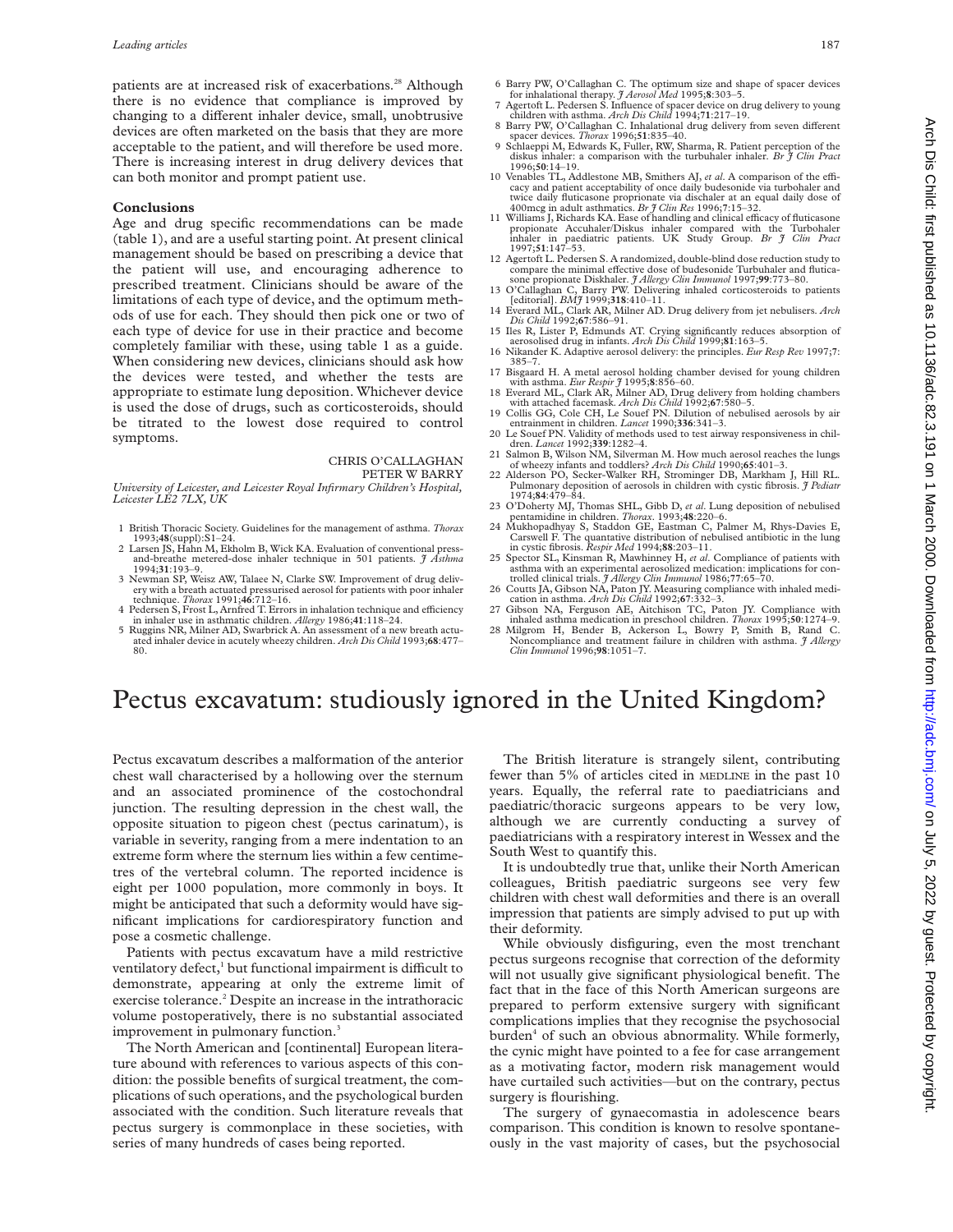patients are at increased risk of exacerbations.[28] Although there is no evidence that compliance is improved by changing to a different inhaler device, small, unobtrusive devices are often marketed on the basis that they are more acceptable to the patient, and will therefore be used more. There is increasing interest in drug delivery devices that can both monitor and prompt patient use.

### Conclusions

Age and drug specific recommendations can be made (table 1), and are a useful starting point. At present clinical management should be based on prescribing a device that the patient will use, and encouraging adherence to prescribed treatment. Clinicians should be aware of the limitations of each type of device, and the optimum methods of use for each. They should then pick one or two of each type of device for use in their practice and become completely familiar with these, using table 1 as a guide. When considering new devices, clinicians should ask how the devices were tested, and whether the tests are appropriate to estimate lung deposition. Whichever device is used the dose of drugs, such as corticosteroids, should be titrated to the lowest dose required to control symptoms.

CHRIS O'CALLAGHAN
PETER W BARRY

*University of Leicester, and Leicester Royal Infirmary Children's Hospital, Leicester LE2 7LX, UK*

1 British Thoracic Society. Guidelines for the management of asthma. *Thorax* 1993;**48**(suppl):S1–24.
2 Larsen JS, Hahn M, Ekholm B, Wick KA. Evaluation of conventional press-and-breathe metered-dose inhaler technique in 501 patients. *J Asthma* 1994;**31**:193–9.
3 Newman SP, Weisz AW, Talaee N, Clarke SW. Improvement of drug delivery with a breath actuated pressurised aerosol for patients with poor inhaler technique. *Thorax* 1991;**46**:712–16.
4 Pedersen S, Frost L, Arnfred T. Errors in inhalation technique and efficiency in inhaler use in asthmatic children. *Allergy* 1986;**41**:118–24.
5 Ruggins NR, Milner AD, Swarbrick A. An assessment of a new breath actuated inhaler device in acutely wheezy children. *Arch Dis Child* 1993;**68**:477–80.
6 Barry PW, O'Callaghan C. The optimum size and shape of spacer devices for inhalational therapy. *J Aerosol Med* 1995;**8**:303–5.
7 Agertoft L. Pedersen S. Influence of spacer device on drug delivery to young children with asthma. *Arch Dis Child* 1994;**71**:217–19.
8 Barry PW, O'Callaghan C. Inhalational drug delivery from seven different spacer devices. *Thorax* 1996;**51**:835–40.
9 Schlaeppi M, Edwards K, Fuller, RW, Sharma, R. Patient perception of the diskus inhaler: a comparison with the turbuhaler inhaler. *Br J Clin Pract* 1996;**50**:14–19.
10 Venables TL, Addlestone MB, Smithers AJ, *et al*. A comparison of the efficacy and patient acceptability of once daily budesonide via turbohaler and twice daily fluticasone proprionate via dischaler at an equal daily dose of 400mcg in adult asthmatics. *Br J Clin Res* 1996;**7**:15–32.
11 Williams J, Richards KA. Ease of handling and clinical efficacy of fluticasone propionate Accuhaler/Diskus inhaler compared with the Turbohaler inhaler in paediatric patients. UK Study Group. *Br J Clin Pract* 1997;**51**:147–53.
12 Agertoft L. Pedersen S. A randomized, double-blind dose reduction study to compare the minimal effective dose of budesonide Turbuhaler and fluticasone propionate Diskhaler. *J Allergy Clin Immunol* 1997;**99**:773–80.
13 O'Callaghan C, Barry PW. Delivering inhaled corticosteroids to patients [editorial]. *BMJ* 1999;**318**:410–11.
14 Everard ML, Clark AR, Milner AD. Drug delivery from jet nebulisers. *Arch Dis Child* 1992;**67**:586–91.
15 Iles R, Lister P, Edmunds AT. Crying significantly reduces absorption of aerosolised drug in infants. *Arch Dis Child* 1999;**81**:163–5.
16 Nikander K. Adaptive aerosol delivery: the principles. *Eur Resp Rev* 1997;**7**: 385–7.
17 Bisgaard H. A metal aerosol holding chamber devised for young children with asthma. *Eur Respir J* 1995;**8**:856–60.
18 Everard ML, Clark AR, Milner AD, Drug delivery from holding chambers with attached facemask. *Arch Dis Child* 1992;**67**:580–5.
19 Collis GG, Cole CH, Le Souef PN. Dilution of nebulised aerosols by air entrainment in children. *Lancet* 1990;**336**:341–3.
20 Le Souef PN. Validity of methods used to test airway responsiveness in children. *Lancet* 1992;**339**:1282–4.
21 Salmon B, Wilson NM, Silverman M. How much aerosol reaches the lungs of wheezy infants and toddlers? *Arch Dis Child* 1990;**65**:401–3.
22 Alderson PO, Secker-Walker RH, Strominger DB, Markham J, Hill RL. Pulmonary deposition of aerosols in children with cystic fibrosis. *J Pediatr* 1974;**84**:479–84.
23 O'Doherty MJ, Thomas SHL, Gibb D, *et al*. Lung deposition of nebulised pentamidine in children. *Thorax*. 1993;**48**:220–6.
24 Mukhopadhyay S, Staddon GE, Eastman C, Palmer M, Rhys-Davies E, Carswell F. The quantative distribution of nebulised antibiotic in the lung in cystic fibrosis. *Respir Med* 1994;**88**:203–11.
25 Spector SL, Kinsman R, Mawhinney H, *et al*. Compliance of patients with asthma with an experimental aerosolized medication: implications for controlled clinical trials. *J Allergy Clin Immunol* 1986;**77**:65–70.
26 Coutts JA, Gibson NA, Paton JY. Measuring compliance with inhaled medication in asthma. *Arch Dis Child* 1992;**67**:332–3.
27 Gibson NA, Ferguson AE, Aitchison TC, Paton JY. Compliance with inhaled asthma medication in preschool children. *Thorax* 1995;**50**:1274–9.
28 Milgrom H, Bender B, Ackerson L, Bowry P, Smith B, Rand C. Noncompliance and treatment failure in children with asthma. *J Allergy Clin Immunol* 1996;**98**:1051–7.

# Pectus excavatum: studiously ignored in the United Kingdom?

Pectus excavatum describes a malformation of the anterior chest wall characterised by a hollowing over the sternum and an associated prominence of the costochondral junction. The resulting depression in the chest wall, the opposite situation to pigeon chest (pectus carinatum), is variable in severity, ranging from a mere indentation to an extreme form where the sternum lies within a few centimetres of the vertebral column. The reported incidence is eight per 1000 population, more commonly in boys. It might be anticipated that such a deformity would have significant implications for cardiorespiratory function and pose a cosmetic challenge.

Patients with pectus excavatum have a mild restrictive ventilatory defect,[1] but functional impairment is difficult to demonstrate, appearing at only the extreme limit of exercise tolerance.[2] Despite an increase in the intrathoracic volume postoperatively, there is no substantial associated improvement in pulmonary function.[3]

The North American and [continental] European literature abound with references to various aspects of this condition: the possible benefits of surgical treatment, the complications of such operations, and the psychological burden associated with the condition. Such literature reveals that pectus surgery is commonplace in these societies, with series of many hundreds of cases being reported.

The British literature is strangely silent, contributing fewer than 5% of articles cited in MEDLINE in the past 10 years. Equally, the referral rate to paediatricians and paediatric/thoracic surgeons appears to be very low, although we are currently conducting a survey of paediatricians with a respiratory interest in Wessex and the South West to quantify this.

It is undoubtedly true that, unlike their North American colleagues, British paediatric surgeons see very few children with chest wall deformities and there is an overall impression that patients are simply advised to put up with their deformity.

While obviously disfiguring, even the most trenchant pectus surgeons recognise that correction of the deformity will not usually give significant physiological benefit. The fact that in the face of this North American surgeons are prepared to perform extensive surgery with significant complications implies that they recognise the psychosocial burden[4] of such an obvious abnormality. While formerly, the cynic might have pointed to a fee for case arrangement as a motivating factor, modern risk management would have curtailed such activities—but on the contrary, pectus surgery is flourishing.

The surgery of gynaecomastia in adolescence bears comparison. This condition is known to resolve spontaneously in the vast majority of cases, but the psychosocial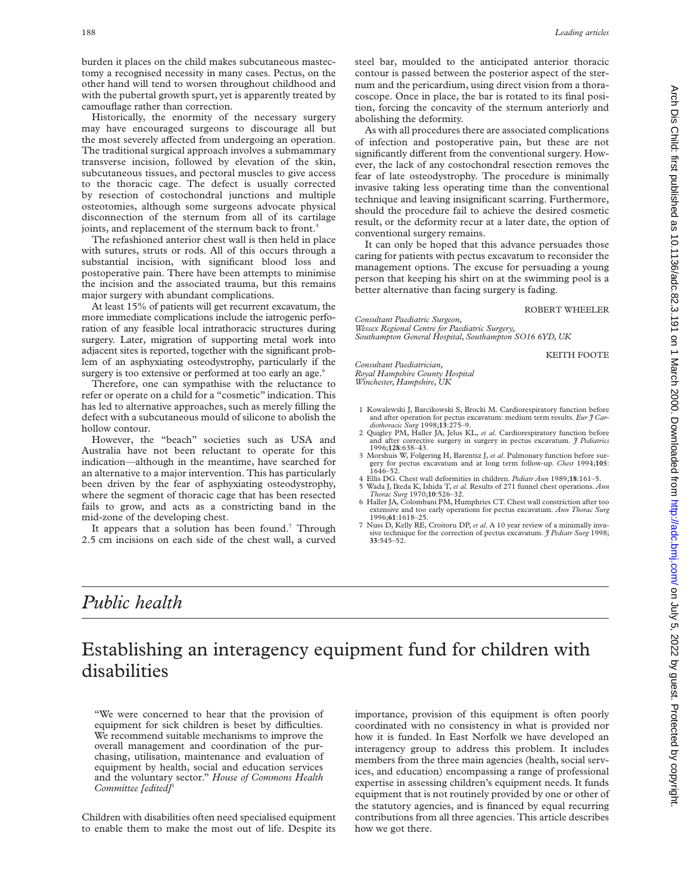burden it places on the child makes subcutaneous mastectomy a recognised necessity in many cases. Pectus, on the other hand will tend to worsen throughout childhood and with the pubertal growth spurt, yet is apparently treated by camouflage rather than correction.

Historically, the enormity of the necessary surgery may have encouraged surgeons to discourage all but the most severely affected from undergoing an operation. The traditional surgical approach involves a submammary transverse incision, followed by elevation of the skin, subcutaneous tissues, and pectoral muscles to give access to the thoracic cage. The defect is usually corrected by resection of costochondral junctions and multiple osteotomies, although some surgeons advocate physical disconnection of the sternum from all of its cartilage joints, and replacement of the sternum back to front.[5]

The refashioned anterior chest wall is then held in place with sutures, struts or rods. All of this occurs through a substantial incision, with significant blood loss and postoperative pain. There have been attempts to minimise the incision and the associated trauma, but this remains major surgery with abundant complications.

At least 15% of patients will get recurrent excavatum, the more immediate complications include the iatrogenic perforation of any feasible local intrathoracic structures during surgery. Later, migration of supporting metal work into adjacent sites is reported, together with the significant problem of an asphyxiating osteodystrophy, particularly if the surgery is too extensive or performed at too early an age.[6]

Therefore, one can sympathise with the reluctance to refer or operate on a child for a "cosmetic" indication. This has led to alternative approaches, such as merely filling the defect with a subcutaneous mould of silicone to abolish the hollow contour.

However, the "beach" societies such as USA and Australia have not been reluctant to operate for this indication—although in the meantime, have searched for an alternative to a major intervention. This has particularly been driven by the fear of asphyxiating osteodystrophy, where the segment of thoracic cage that has been resected fails to grow, and acts as a constricting band in the mid-zone of the developing chest.

It appears that a solution has been found.[7] Through 2.5 cm incisions on each side of the chest wall, a curved steel bar, moulded to the anticipated anterior thoracic contour is passed between the posterior aspect of the sternum and the pericardium, using direct vision from a thoracoscope. Once in place, the bar is rotated to its final position, forcing the concavity of the sternum anteriorly and abolishing the deformity.

As with all procedures there are associated complications of infection and postoperative pain, but these are not significantly different from the conventional surgery. However, the lack of any costochondral resection removes the fear of late osteodystrophy. The procedure is minimally invasive taking less operating time than the conventional technique and leaving insignificant scarring. Furthermore, should the procedure fail to achieve the desired cosmetic result, or the deformity recur at a later date, the option of conventional surgery remains.

It can only be hoped that this advance persuades those caring for patients with pectus excavatum to reconsider the management options. The excuse for persuading a young person that keeping his shirt on at the swimming pool is a better alternative than facing surgery is fading.

ROBERT WHEELER

*Consultant Paediatric Surgeon,*
*Wessex Regional Centre for Paediatric Surgery,*
*Southampton General Hospital, Southampton SO16 6YD, UK*

KEITH FOOTE

*Consultant Paediatrician,*
*Royal Hampshire County Hospital*
*Winchester, Hampshire, UK*

1 Kowalewski J, Barcikowski S, Brocki M. Cardiorespiratory function before and after operation for pectus excavatum: medium term results. *Eur J Cardiothoracic Surg* 1998;**13**:275–9.
2 Quigley PM, Haller JA, Jelus KL, *et al*. Cardiorespiratory function before and after corrective surgery in surgery in pectus excavatum. *J Pediatrics* 1996;**128**:638–43.
3 Morshuis W, Folgering H, Barentsz J, *et al*. Pulmonary function before surgery for pectus excavatum and at long term follow-up. *Chest* 1994;**105**:1646–52.
4 Ellis DG. Chest wall deformities in children. *Pediatr Ann* 1989;**18**:161–5.
5 Wada J, Ikeda K, Ishida T, *et al*. Results of 271 funnel chest operations. *Ann Thorac Surg* 1970;**10**:526–32.
6 Haller JA, Colombani PM, Humphries CT. Chest wall constriction after too extensive and too early operations for pectus excavatum. *Ann Thorac Surg* 1996;**61**:1618–25.
7 Nuss D, Kelly RE, Croitoru DP, *et al*. A 10 year review of a minimally invasive technique for the correction of pectus excavatum. *J Pediatr Surg* 1998; **33**:545–52.

# *Public health*

## Establishing an interagency equipment fund for children with disabilities

"We were concerned to hear that the provision of equipment for sick children is beset by difficulties. We recommend suitable mechanisms to improve the overall management and coordination of the purchasing, utilisation, maintenance and evaluation of equipment by health, social and education services and the voluntary sector." *House of Commons Health Committee [edited]*[1]

Children with disabilities often need specialised equipment to enable them to make the most out of life. Despite its importance, provision of this equipment is often poorly coordinated with no consistency in what is provided nor how it is funded. In East Norfolk we have developed an interagency group to address this problem. It includes members from the three main agencies (health, social services, and education) encompassing a range of professional expertise in assessing children's equipment needs. It funds equipment that is not routinely provided by one or other of the statutory agencies, and is financed by equal recurring contributions from all three agencies. This article describes how we got there.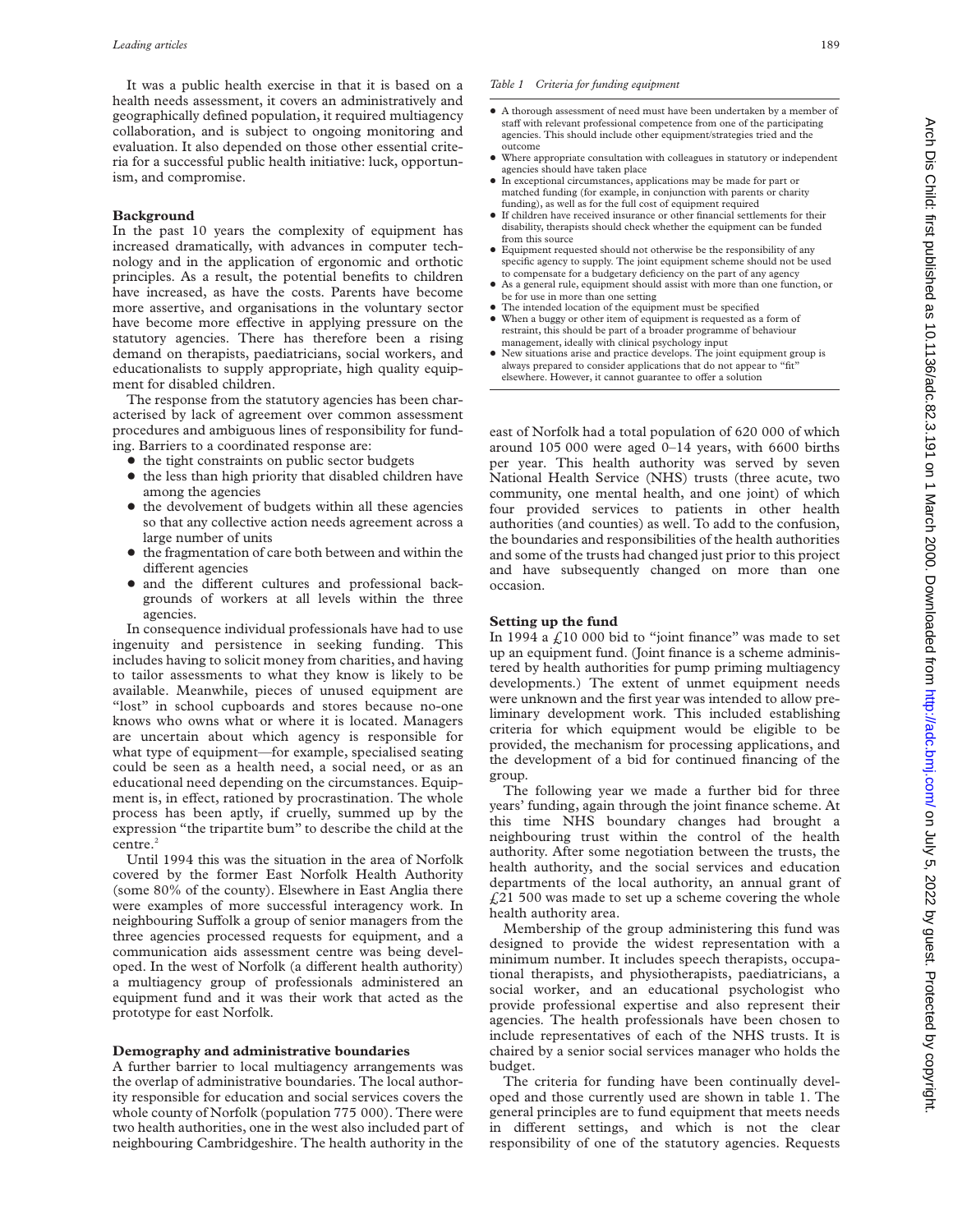It was a public health exercise in that it is based on a health needs assessment, it covers an administratively and geographically defined population, it required multiagency collaboration, and is subject to ongoing monitoring and evaluation. It also depended on those other essential criteria for a successful public health initiative: luck, opportunism, and compromise.

## Background

In the past 10 years the complexity of equipment has increased dramatically, with advances in computer technology and in the application of ergonomic and orthotic principles. As a result, the potential benefits to children have increased, as have the costs. Parents have become more assertive, and organisations in the voluntary sector have become more effective in applying pressure on the statutory agencies. There has therefore been a rising demand on therapists, paediatricians, social workers, and educationalists to supply appropriate, high quality equipment for disabled children.

The response from the statutory agencies has been characterised by lack of agreement over common assessment procedures and ambiguous lines of responsibility for funding. Barriers to a coordinated response are:

- the tight constraints on public sector budgets
- the less than high priority that disabled children have among the agencies
- the devolvement of budgets within all these agencies so that any collective action needs agreement across a large number of units
- the fragmentation of care both between and within the different agencies
- and the different cultures and professional backgrounds of workers at all levels within the three agencies.

In consequence individual professionals have had to use ingenuity and persistence in seeking funding. This includes having to solicit money from charities, and having to tailor assessments to what they know is likely to be available. Meanwhile, pieces of unused equipment are "lost" in school cupboards and stores because no-one knows who owns what or where it is located. Managers are uncertain about which agency is responsible for what type of equipment—for example, specialised seating could be seen as a health need, a social need, or as an educational need depending on the circumstances. Equipment is, in effect, rationed by procrastination. The whole process has been aptly, if cruelly, summed up by the expression "the tripartite bum" to describe the child at the centre.[2]

Until 1994 this was the situation in the area of Norfolk covered by the former East Norfolk Health Authority (some 80% of the county). Elsewhere in East Anglia there were examples of more successful interagency work. In neighbouring Suffolk a group of senior managers from the three agencies processed requests for equipment, and a communication aids assessment centre was being developed. In the west of Norfolk (a different health authority) a multiagency group of professionals administered an equipment fund and it was their work that acted as the prototype for east Norfolk.

## Demography and administrative boundaries

A further barrier to local multiagency arrangements was the overlap of administrative boundaries. The local authority responsible for education and social services covers the whole county of Norfolk (population 775 000). There were two health authorities, one in the west also included part of neighbouring Cambridgeshire. The health authority in the east of Norfolk had a total population of 620 000 of which around 105 000 were aged 0–14 years, with 6600 births per year. This health authority was served by seven National Health Service (NHS) trusts (three acute, two community, one mental health, and one joint) of which four provided services to patients in other health authorities (and counties) as well. To add to the confusion, the boundaries and responsibilities of the health authorities and some of the trusts had changed just prior to this project and have subsequently changed on more than one occasion.

*Table 1 Criteria for funding equipment*

- A thorough assessment of need must have been undertaken by a member of staff with relevant professional competence from one of the participating agencies. This should include other equipment/strategies tried and the outcome
- Where appropriate consultation with colleagues in statutory or independent agencies should have taken place
- In exceptional circumstances, applications may be made for part or matched funding (for example, in conjunction with parents or charity funding), as well as for the full cost of equipment required
- If children have received insurance or other financial settlements for their disability, therapists should check whether the equipment can be funded from this source
- Equipment requested should not otherwise be the responsibility of any specific agency to supply. The joint equipment scheme should not be used to compensate for a budgetary deficiency on the part of any agency
- As a general rule, equipment should assist with more than one function, or be for use in more than one setting
- The intended location of the equipment must be specified
- When a buggy or other item of equipment is requested as a form of restraint, this should be part of a broader programme of behaviour management, ideally with clinical psychology input
- New situations arise and practice develops. The joint equipment group is always prepared to consider applications that do not appear to "fit" elsewhere. However, it cannot guarantee to offer a solution

## Setting up the fund

In 1994 a £10 000 bid to "joint finance" was made to set up an equipment fund. (Joint finance is a scheme administered by health authorities for pump priming multiagency developments.) The extent of unmet equipment needs were unknown and the first year was intended to allow preliminary development work. This included establishing criteria for which equipment would be eligible to be provided, the mechanism for processing applications, and the development of a bid for continued financing of the group.

The following year we made a further bid for three years' funding, again through the joint finance scheme. At this time NHS boundary changes had brought a neighbouring trust within the control of the health authority. After some negotiation between the trusts, the health authority, and the social services and education departments of the local authority, an annual grant of £21 500 was made to set up a scheme covering the whole health authority area.

Membership of the group administering this fund was designed to provide the widest representation with a minimum number. It includes speech therapists, occupational therapists, and physiotherapists, paediatricians, a social worker, and an educational psychologist who provide professional expertise and also represent their agencies. The health professionals have been chosen to include representatives of each of the NHS trusts. It is chaired by a senior social services manager who holds the budget.

The criteria for funding have been continually developed and those currently used are shown in table 1. The general principles are to fund equipment that meets needs in different settings, and which is not the clear responsibility of one of the statutory agencies. Requests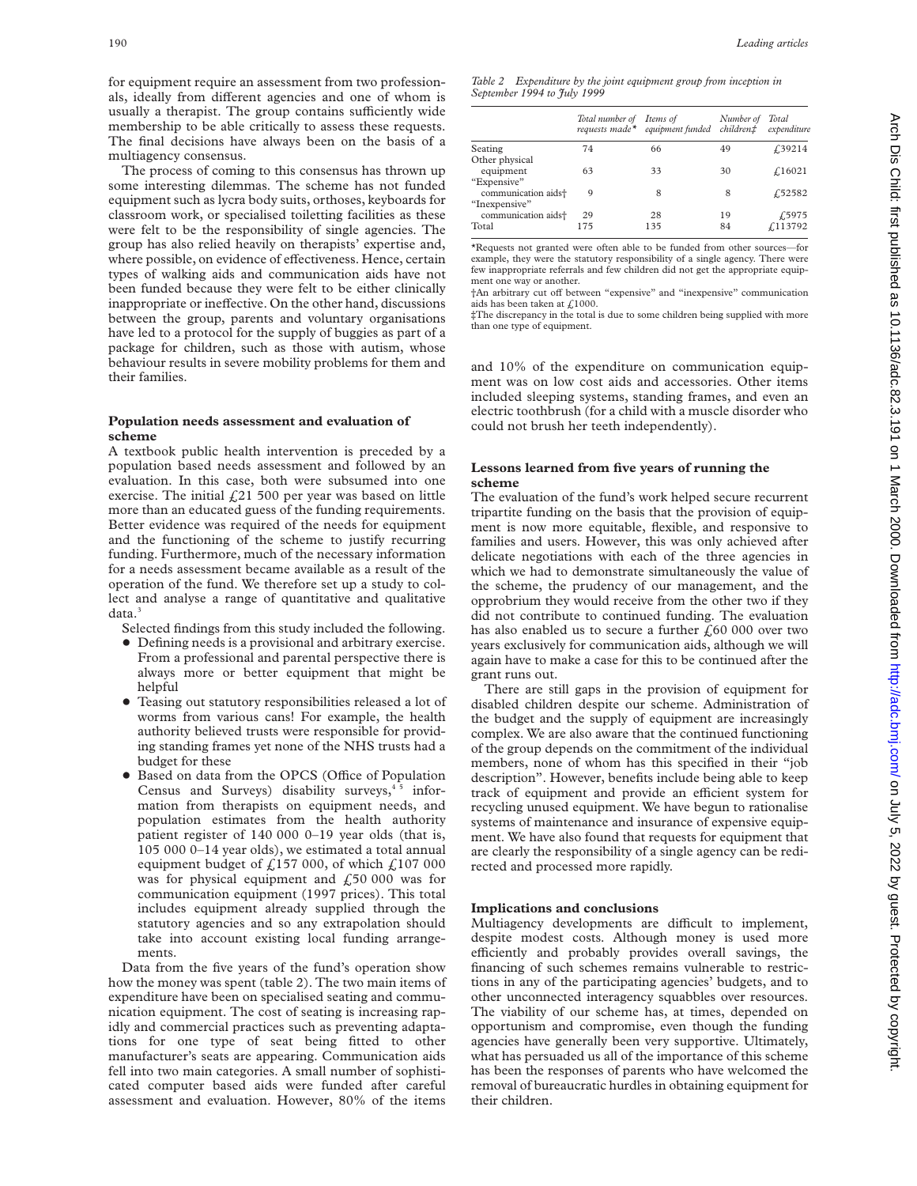for equipment require an assessment from two professionals, ideally from different agencies and one of whom is usually a therapist. The group contains sufficiently wide membership to be able critically to assess these requests. The final decisions have always been on the basis of a multiagency consensus.

The process of coming to this consensus has thrown up some interesting dilemmas. The scheme has not funded equipment such as lycra body suits, orthoses, keyboards for classroom work, or specialised toiletting facilities as these were felt to be the responsibility of single agencies. The group has also relied heavily on therapists' expertise and, where possible, on evidence of effectiveness. Hence, certain types of walking aids and communication aids have not been funded because they were felt to be either clinically inappropriate or ineffective. On the other hand, discussions between the group, parents and voluntary organisations have led to a protocol for the supply of buggies as part of a package for children, such as those with autism, whose behaviour results in severe mobility problems for them and their families.

### Population needs assessment and evaluation of scheme

A textbook public health intervention is preceded by a population based needs assessment and followed by an evaluation. In this case, both were subsumed into one exercise. The initial £21 500 per year was based on little more than an educated guess of the funding requirements. Better evidence was required of the needs for equipment and the functioning of the scheme to justify recurring funding. Furthermore, much of the necessary information for a needs assessment became available as a result of the operation of the fund. We therefore set up a study to collect and analyse a range of quantitative and qualitative data.[3]

Selected findings from this study included the following.

- Defining needs is a provisional and arbitrary exercise. From a professional and parental perspective there is always more or better equipment that might be helpful
- Teasing out statutory responsibilities released a lot of worms from various cans! For example, the health authority believed trusts were responsible for providing standing frames yet none of the NHS trusts had a budget for these
- Based on data from the OPCS (Office of Population Census and Surveys) disability surveys,[4 5] information from therapists on equipment needs, and population estimates from the health authority patient register of 140 000 0–19 year olds (that is, 105 000 0–14 year olds), we estimated a total annual equipment budget of £157 000, of which £107 000 was for physical equipment and £50 000 was for communication equipment (1997 prices). This total includes equipment already supplied through the statutory agencies and so any extrapolation should take into account existing local funding arrangements.

Data from the five years of the fund's operation show how the money was spent (table 2). The two main items of expenditure have been on specialised seating and communication equipment. The cost of seating is increasing rapidly and commercial practices such as preventing adaptations for one type of seat being fitted to other manufacturer's seats are appearing. Communication aids fell into two main categories. A small number of sophisticated computer based aids were funded after careful assessment and evaluation. However, 80% of the items and 10% of the expenditure on communication equipment was on low cost aids and accessories. Other items included sleeping systems, standing frames, and even an electric toothbrush (for a child with a muscle disorder who could not brush her teeth independently).

*Table 2 Expenditure by the joint equipment group from inception in September 1994 to July 1999*

| | Total number of requests made* | Items of equipment funded | Number of children‡ | Total expenditure |
|---|---|---|---|---|
| Seating | 74 | 66 | 49 | £39214 |
| Other physical equipment | 63 | 33 | 30 | £16021 |
| "Expensive" communication aids† | 9 | 8 | 8 | £52582 |
| "Inexpensive" communication aids† | 29 | 28 | 19 | £5975 |
| Total | 175 | 135 | 84 | £113792 |

*Requests not granted were often able to be funded from other sources—for example, they were the statutory responsibility of a single agency. There were few inappropriate referrals and few children did not get the appropriate equipment one way or another.
†An arbitrary cut off between "expensive" and "inexpensive" communication aids has been taken at £1000.
‡The discrepancy in the total is due to some children being supplied with more than one type of equipment.

### Lessons learned from five years of running the scheme

The evaluation of the fund's work helped secure recurrent tripartite funding on the basis that the provision of equipment is now more equitable, flexible, and responsive to families and users. However, this was only achieved after delicate negotiations with each of the three agencies in which we had to demonstrate simultaneously the value of the scheme, the prudency of our management, and the opprobrium they would receive from the other two if they did not contribute to continued funding. The evaluation has also enabled us to secure a further £60 000 over two years exclusively for communication aids, although we will again have to make a case for this to be continued after the grant runs out.

There are still gaps in the provision of equipment for disabled children despite our scheme. Administration of the budget and the supply of equipment are increasingly complex. We are also aware that the continued functioning of the group depends on the commitment of the individual members, none of whom has this specified in their "job description". However, benefits include being able to keep track of equipment and provide an efficient system for recycling unused equipment. We have begun to rationalise systems of maintenance and insurance of expensive equipment. We have also found that requests for equipment that are clearly the responsibility of a single agency can be redirected and processed more rapidly.

### Implications and conclusions

Multiagency developments are difficult to implement, despite modest costs. Although money is used more efficiently and probably provides overall savings, the financing of such schemes remains vulnerable to restrictions in any of the participating agencies' budgets, and to other unconnected interagency squabbles over resources. The viability of our scheme has, at times, depended on opportunism and compromise, even though the funding agencies have generally been very supportive. Ultimately, what has persuaded us all of the importance of this scheme has been the responses of parents who have welcomed the removal of bureaucratic hurdles in obtaining equipment for their children.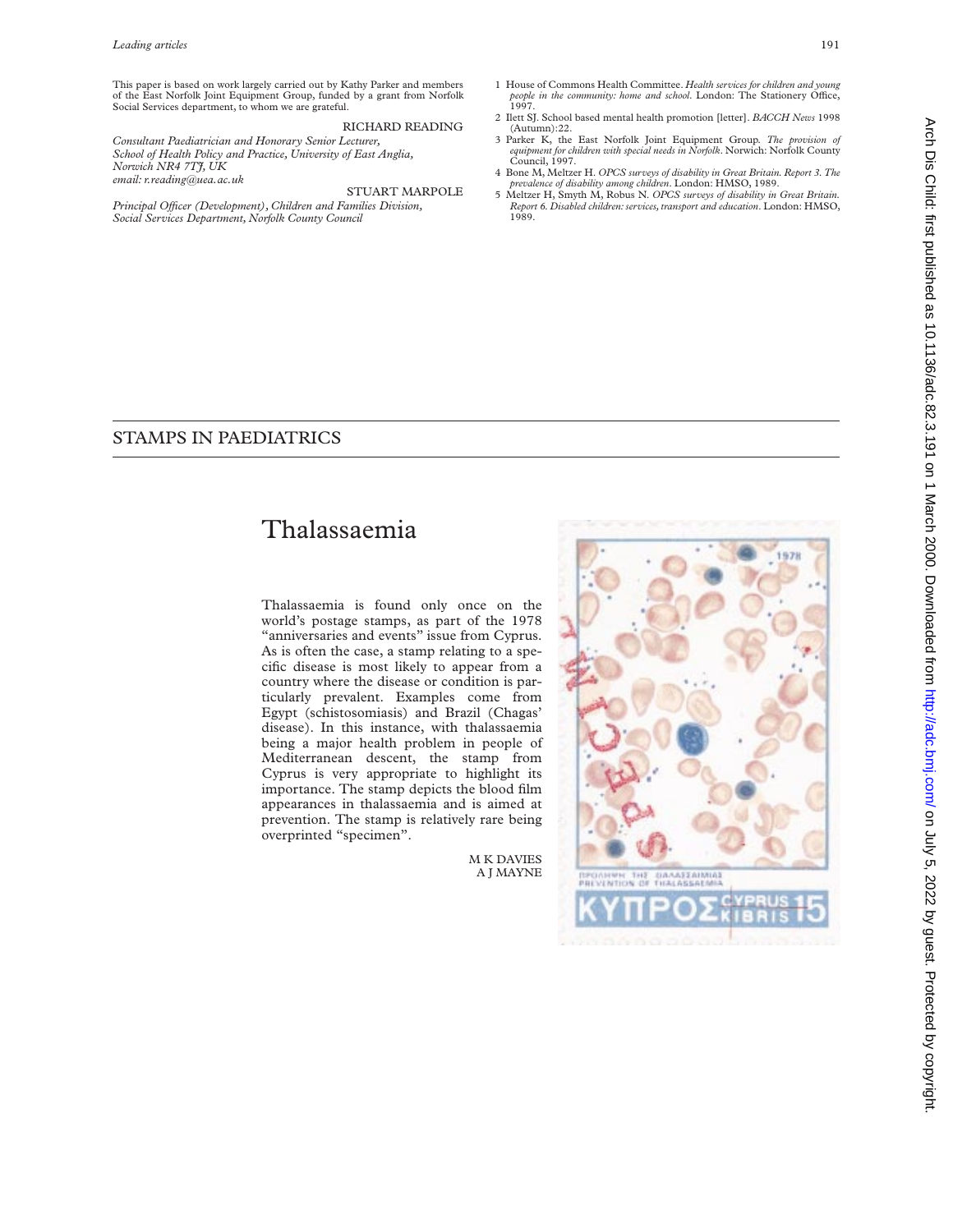This paper is based on work largely carried out by Kathy Parker and members of the East Norfolk Joint Equipment Group, funded by a grant from Norfolk Social Services department, to whom we are grateful.

RICHARD READING

*Consultant Paediatrician and Honorary Senior Lecturer, School of Health Policy and Practice, University of East Anglia, Norwich NR4 7TJ, UK*
*email: r.reading@uea.ac.uk*

STUART MARPOLE

*Principal Officer (Development), Children and Families Division, Social Services Department, Norfolk County Council*

1 House of Commons Health Committee. *Health services for children and young people in the community: home and school*. London: The Stationery Office, 1997.
2 Ilett SJ. School based mental health promotion [letter]. *BACCH News* 1998 (Autumn):22.
3 Parker K, the East Norfolk Joint Equipment Group. *The provision of equipment for children with special needs in Norfolk*. Norwich: Norfolk County Council, 1997.
4 Bone M, Meltzer H. *OPCS surveys of disability in Great Britain. Report 3. The prevalence of disability among children*. London: HMSO, 1989.
5 Meltzer H, Smyth M, Robus N. *OPCS surveys of disability in Great Britain. Report 6. Disabled children: services, transport and education*. London: HMSO, 1989.

## STAMPS IN PAEDIATRICS

# Thalassaemia

Thalassaemia is found only once on the world's postage stamps, as part of the 1978 "anniversaries and events" issue from Cyprus. As is often the case, a stamp relating to a specific disease is most likely to appear from a country where the disease or condition is particularly prevalent. Examples come from Egypt (schistosomiasis) and Brazil (Chagas' disease). In this instance, with thalassaemia being a major health problem in people of Mediterranean descent, the stamp from Cyprus is very appropriate to highlight its importance. The stamp depicts the blood film appearances in thalassaemia and is aimed at prevention. The stamp is relatively rare being overprinted "specimen".

M K DAVIES
A J MAYNE